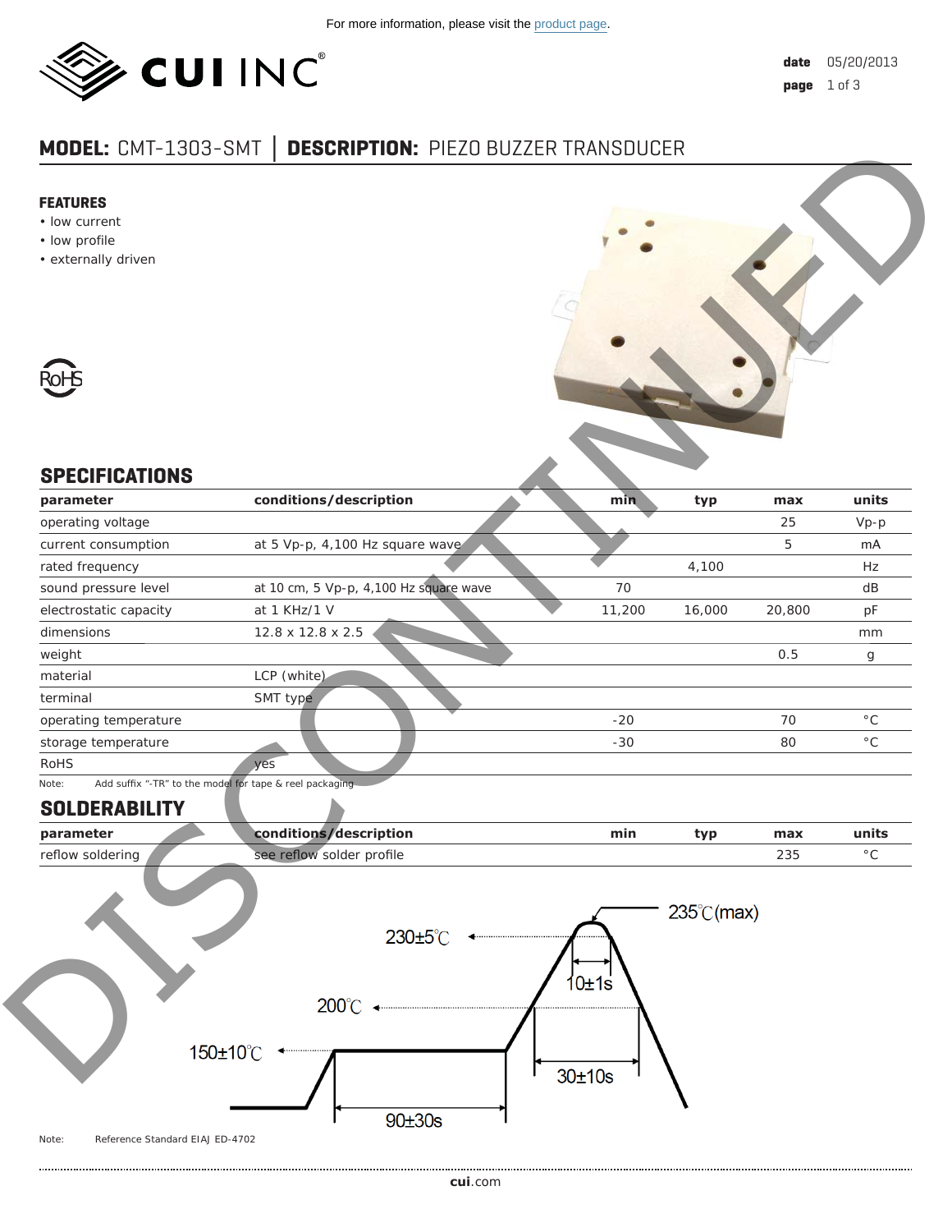For more information, please visit the product page.

date 05/20/2013

# MODEL: CMT-1303-SMT │ DESCRIPTION: PIEZO BUZZER TRANSDUCER

DISCONTINUED

## FEATURES

- low current
- low profile
- externally driven

RoHS

## SPECIFICATIONS

| parameter | conditions/description | min | typ | max | units |
|---|---|---|---|---|---|
| operating voltage | | | | 25 | Vp-p |
| current consumption | at 5 Vp-p, 4,100 Hz square wave | | | 5 | mA |
| rated frequency | | | 4,100 | | Hz |
| sound pressure level | at 10 cm, 5 Vp-p, 4,100 Hz square wave | 70 | | | dB |
| electrostatic capacity | at 1 KHz/1 V | 11,200 | 16,000 | 20,800 | pF |
| dimensions | 12.8 x 12.8 x 2.5 | | | | mm |
| weight | | | | 0.5 | g |
| material | LCP (white) | | | | |
| terminal | SMT type | | | | |
| operating temperature | | -20 | | 70 | °C |
| storage temperature | | -30 | | 80 | °C |
| RoHS | yes | | | | |

Note: Add suffix "-TR" to the model for tape & reel packaging

## SOLDERABILITY

| parameter | conditions/description | min | typ | max | units |
|---|---|---|---|---|---|
| reflow soldering | see reflow solder profile | | | 235 | °C |

235℃(max)
230±5℃
10±1s
200℃
150±10℃
30±10s
90±30s

Note: Reference Standard EIAJ ED-4702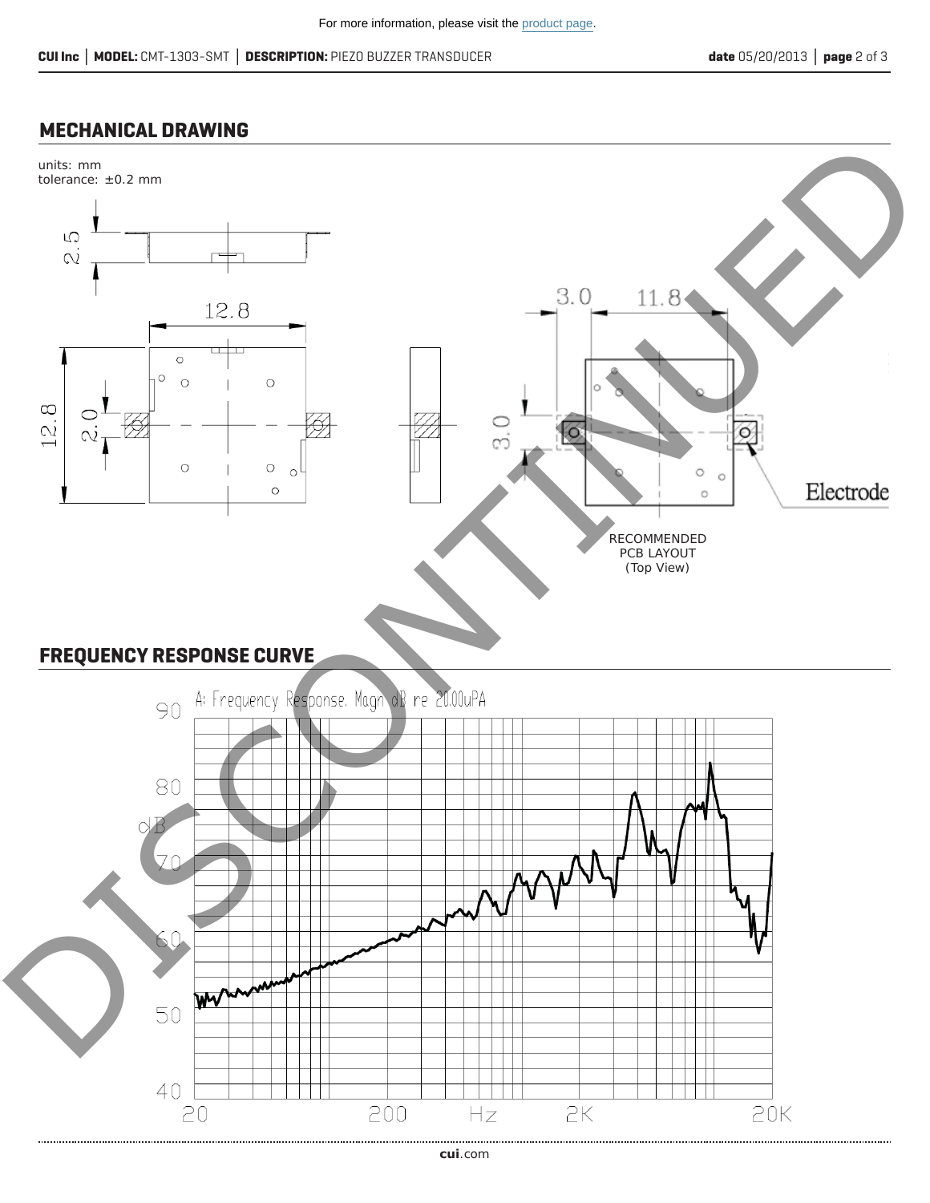For more information, please visit the product page.

## MECHANICAL DRAWING

units: mm
tolerance: ±0.2 mm

2.5

12.8

12.8

2.0

3.0

11.8

3.0

Electrode

RECOMMENDED
PCB LAYOUT
(Top View)

## FREQUENCY RESPONSE CURVE

A: Frequency Response, Magn dB re 20.00uPA

dB

90
80
70
60
50
40

20 200 Hz 2K 20K

DISCONTINUED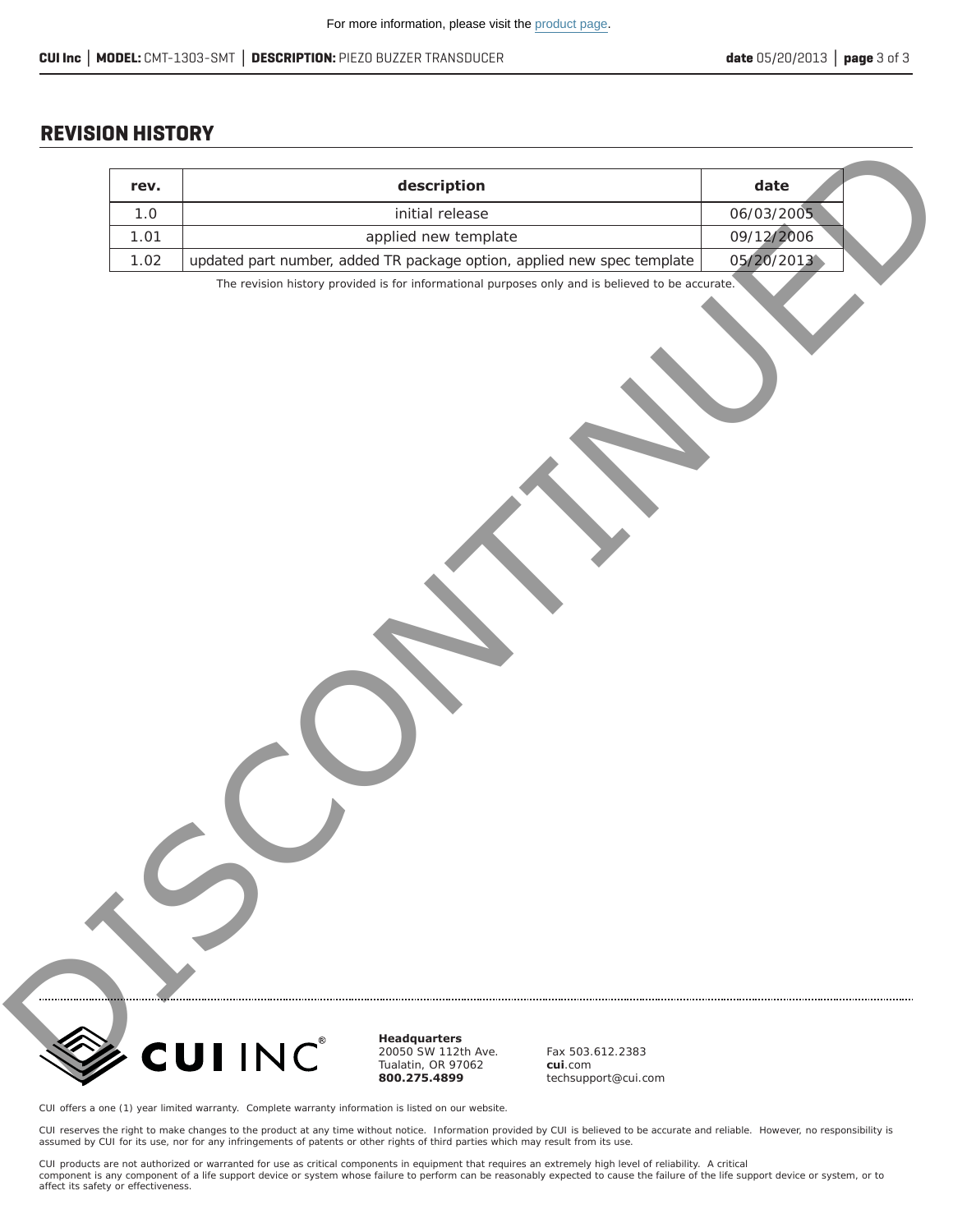For more information, please visit the product page.

## REVISION HISTORY

| rev. | description | date |
| --- | --- | --- |
| 1.0 | initial release | 06/03/2005 |
| 1.01 | applied new template | 09/12/2006 |
| 1.02 | updated part number, added TR package option, applied new spec template | 05/20/2013 |

The revision history provided is for informational purposes only and is believed to be accurate.

DISCONTINUED

CUI INC®

**Headquarters**
20050 SW 112th Ave.
Tualatin, OR 97062
**800.275.4899**

Fax 503.612.2383
**cui**.com
techsupport@cui.com

CUI offers a one (1) year limited warranty. Complete warranty information is listed on our website.

CUI reserves the right to make changes to the product at any time without notice. Information provided by CUI is believed to be accurate and reliable. However, no responsibility is assumed by CUI for its use, nor for any infringements of patents or other rights of third parties which may result from its use.

CUI products are not authorized or warranted for use as critical components in equipment that requires an extremely high level of reliability. A critical component is any component of a life support device or system whose failure to perform can be reasonably expected to cause the failure of the life support device or system, or to affect its safety or effectiveness.